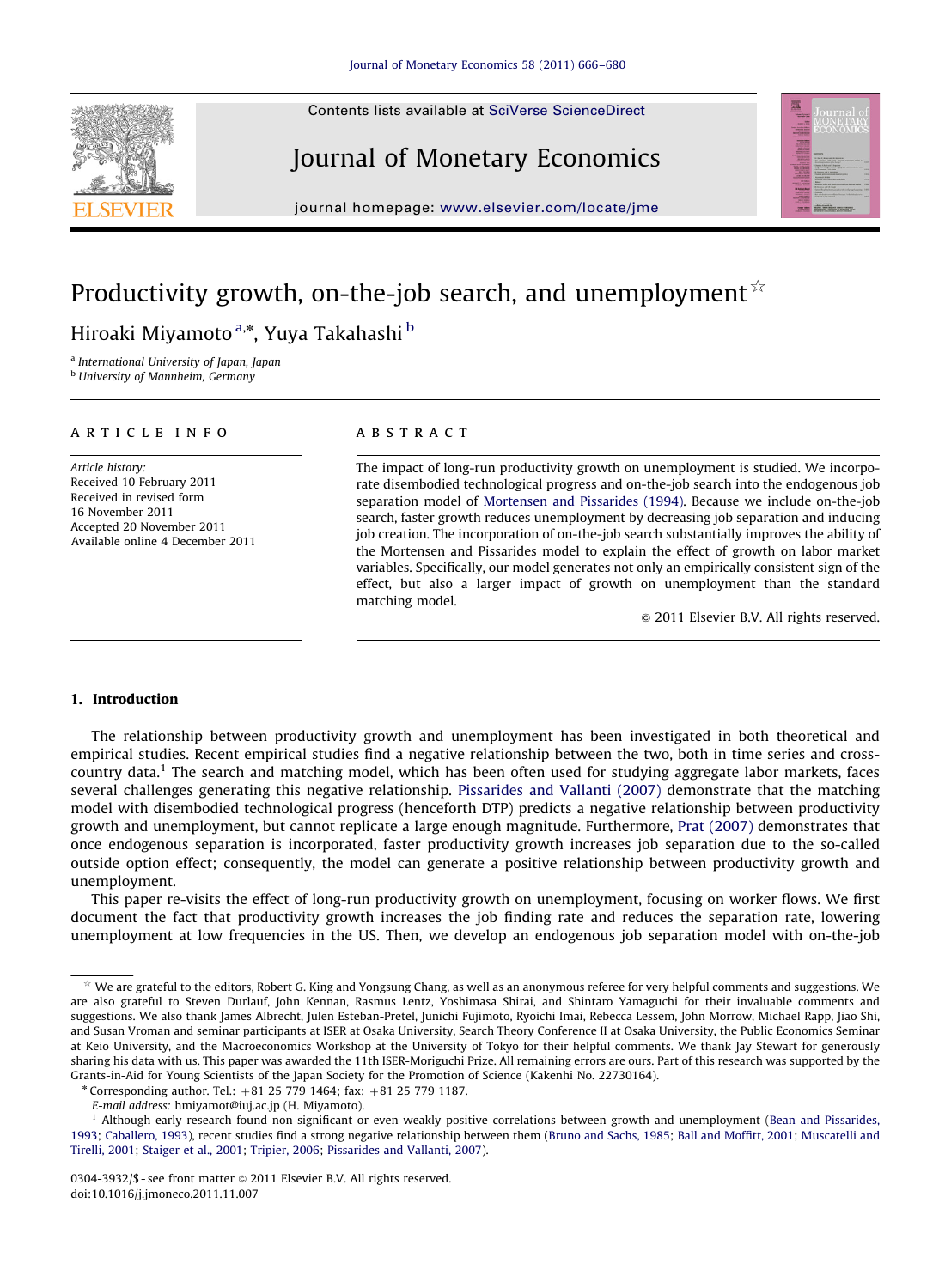# Productivity growth, on-the-job search, and unemployment ☆

Hiroaki Miyamoto[a,*], Yuya Takahashi[b]

[a] International University of Japan, Japan
[b] University of Mannheim, Germany

## ARTICLE INFO

*Article history:*
Received 10 February 2011
Received in revised form
16 November 2011
Accepted 20 November 2011
Available online 4 December 2011

## ABSTRACT

The impact of long-run productivity growth on unemployment is studied. We incorporate disembodied technological progress and on-the-job search into the endogenous job separation model of Mortensen and Pissarides (1994). Because we include on-the-job search, faster growth reduces unemployment by decreasing job separation and inducing job creation. The incorporation of on-the-job search substantially improves the ability of the Mortensen and Pissarides model to explain the effect of growth on labor market variables. Specifically, our model generates not only an empirically consistent sign of the effect, but also a larger impact of growth on unemployment than the standard matching model.

© 2011 Elsevier B.V. All rights reserved.

## 1. Introduction

The relationship between productivity growth and unemployment has been investigated in both theoretical and empirical studies. Recent empirical studies find a negative relationship between the two, both in time series and cross-country data.[1] The search and matching model, which has been often used for studying aggregate labor markets, faces several challenges generating this negative relationship. Pissarides and Vallanti (2007) demonstrate that the matching model with disembodied technological progress (henceforth DTP) predicts a negative relationship between productivity growth and unemployment, but cannot replicate a large enough magnitude. Furthermore, Prat (2007) demonstrates that once endogenous separation is incorporated, faster productivity growth increases job separation due to the so-called outside option effect; consequently, the model can generate a positive relationship between productivity growth and unemployment.

This paper re-visits the effect of long-run productivity growth on unemployment, focusing on worker flows. We first document the fact that productivity growth increases the job finding rate and reduces the separation rate, lowering unemployment at low frequencies in the US. Then, we develop an endogenous job separation model with on-the-job

☆ We are grateful to the editors, Robert G. King and Yongsung Chang, as well as an anonymous referee for very helpful comments and suggestions. We are also grateful to Steven Durlauf, John Kennan, Rasmus Lentz, Yoshimasa Shirai, and Shintaro Yamaguchi for their invaluable comments and suggestions. We also thank James Albrecht, Julen Esteban-Pretel, Junichi Fujimoto, Ryoichi Imai, Rebecca Lessem, John Morrow, Michael Rapp, Jiao Shi, and Susan Vroman and seminar participants at ISER at Osaka University, Search Theory Conference II at Osaka University, the Public Economics Seminar at Keio University, and the Macroeconomics Workshop at the University of Tokyo for their helpful comments. We thank Jay Stewart for generously sharing his data with us. This paper was awarded the 11th ISER-Moriguchi Prize. All remaining errors are ours. Part of this research was supported by the Grants-in-Aid for Young Scientists of the Japan Society for the Promotion of Science (Kakenhi No. 22730164).

\* Corresponding author. Tel.: +81 25 779 1464; fax: +81 25 779 1187.
*E-mail address:* hmiyamot@iuj.ac.jp (H. Miyamoto).

[1] Although early research found non-significant or even weakly positive correlations between growth and unemployment (Bean and Pissarides, 1993; Caballero, 1993), recent studies find a strong negative relationship between them (Bruno and Sachs, 1985; Ball and Moffitt, 2001; Muscatelli and Tirelli, 2001; Staiger et al., 2001; Tripier, 2006; Pissarides and Vallanti, 2007).

0304-3932/$ - see front matter © 2011 Elsevier B.V. All rights reserved.
doi:10.1016/j.jmoneco.2011.11.007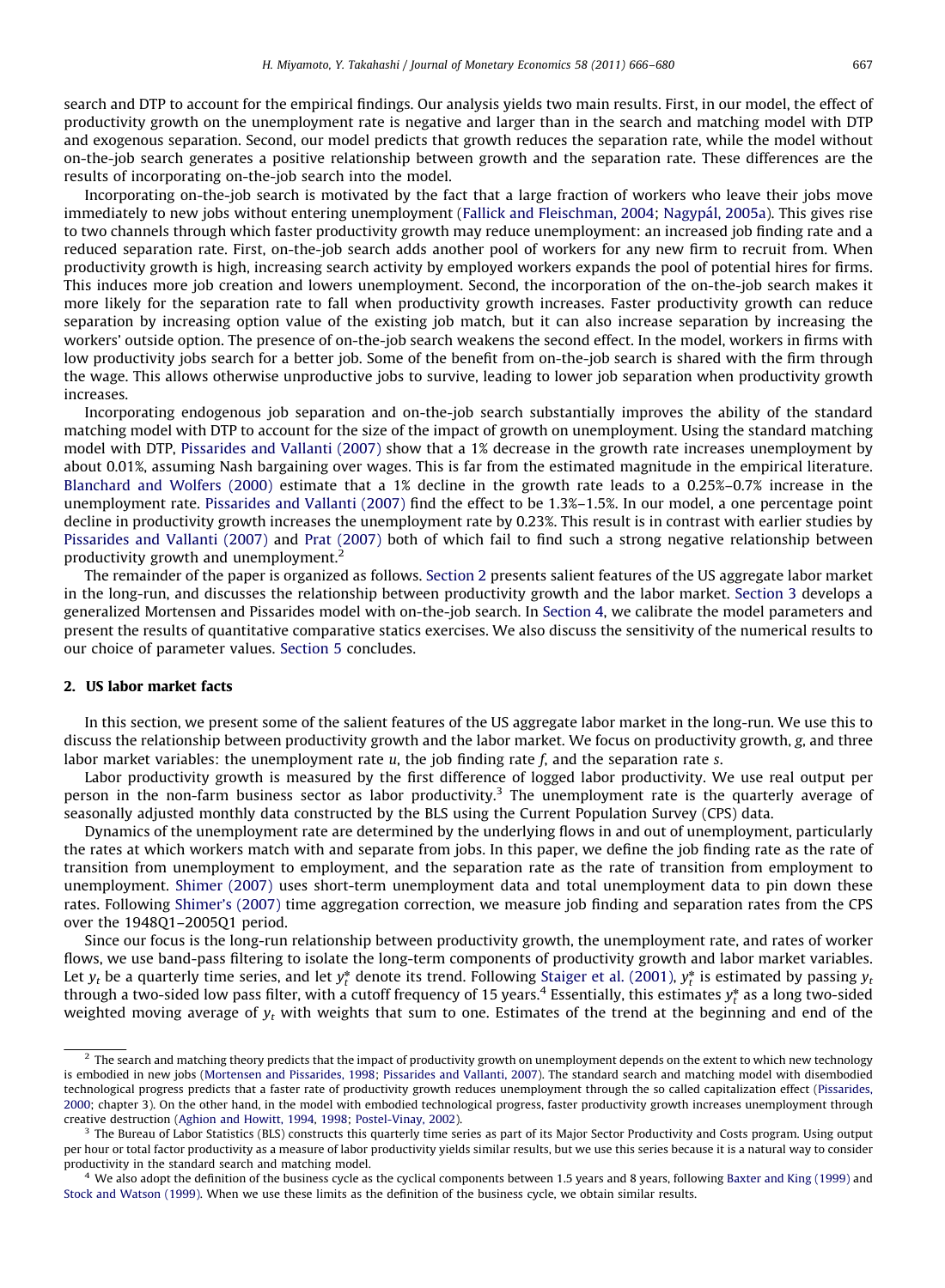search and DTP to account for the empirical findings. Our analysis yields two main results. First, in our model, the effect of productivity growth on the unemployment rate is negative and larger than in the search and matching model with DTP and exogenous separation. Second, our model predicts that growth reduces the separation rate, while the model without on-the-job search generates a positive relationship between growth and the separation rate. These differences are the results of incorporating on-the-job search into the model.

Incorporating on-the-job search is motivated by the fact that a large fraction of workers who leave their jobs move immediately to new jobs without entering unemployment (Fallick and Fleischman, 2004; Nagypál, 2005a). This gives rise to two channels through which faster productivity growth may reduce unemployment: an increased job finding rate and a reduced separation rate. First, on-the-job search adds another pool of workers for any new firm to recruit from. When productivity growth is high, increasing search activity by employed workers expands the pool of potential hires for firms. This induces more job creation and lowers unemployment. Second, the incorporation of the on-the-job search makes it more likely for the separation rate to fall when productivity growth increases. Faster productivity growth can reduce separation by increasing option value of the existing job match, but it can also increase separation by increasing the workers' outside option. The presence of on-the-job search weakens the second effect. In the model, workers in firms with low productivity jobs search for a better job. Some of the benefit from on-the-job search is shared with the firm through the wage. This allows otherwise unproductive jobs to survive, leading to lower job separation when productivity growth increases.

Incorporating endogenous job separation and on-the-job search substantially improves the ability of the standard matching model with DTP to account for the size of the impact of growth on unemployment. Using the standard matching model with DTP, Pissarides and Vallanti (2007) show that a 1% decrease in the growth rate increases unemployment by about 0.01%, assuming Nash bargaining over wages. This is far from the estimated magnitude in the empirical literature. Blanchard and Wolfers (2000) estimate that a 1% decline in the growth rate leads to a 0.25%–0.7% increase in the unemployment rate. Pissarides and Vallanti (2007) find the effect to be 1.3%–1.5%. In our model, a one percentage point decline in productivity growth increases the unemployment rate by 0.23%. This result is in contrast with earlier studies by Pissarides and Vallanti (2007) and Prat (2007) both of which fail to find such a strong negative relationship between productivity growth and unemployment.[2]

The remainder of the paper is organized as follows. Section 2 presents salient features of the US aggregate labor market in the long-run, and discusses the relationship between productivity growth and the labor market. Section 3 develops a generalized Mortensen and Pissarides model with on-the-job search. In Section 4, we calibrate the model parameters and present the results of quantitative comparative statics exercises. We also discuss the sensitivity of the numerical results to our choice of parameter values. Section 5 concludes.

## 2. US labor market facts

In this section, we present some of the salient features of the US aggregate labor market in the long-run. We use this to discuss the relationship between productivity growth and the labor market. We focus on productivity growth, $g$, and three labor market variables: the unemployment rate $u$, the job finding rate $f$, and the separation rate $s$.

Labor productivity growth is measured by the first difference of logged labor productivity. We use real output per person in the non-farm business sector as labor productivity.[3] The unemployment rate is the quarterly average of seasonally adjusted monthly data constructed by the BLS using the Current Population Survey (CPS) data.

Dynamics of the unemployment rate are determined by the underlying flows in and out of unemployment, particularly the rates at which workers match with and separate from jobs. In this paper, we define the job finding rate as the rate of transition from unemployment to employment, and the separation rate as the rate of transition from employment to unemployment. Shimer (2007) uses short-term unemployment data and total unemployment data to pin down these rates. Following Shimer's (2007) time aggregation correction, we measure job finding and separation rates from the CPS over the 1948Q1–2005Q1 period.

Since our focus is the long-run relationship between productivity growth, the unemployment rate, and rates of worker flows, we use band-pass filtering to isolate the long-term components of productivity growth and labor market variables. Let $y_t$ be a quarterly time series, and let $y_t^*$ denote its trend. Following Staiger et al. (2001), $y_t^*$ is estimated by passing $y_t$ through a two-sided low pass filter, with a cutoff frequency of 15 years.[4] Essentially, this estimates $y_t^*$ as a long two-sided weighted moving average of $y_t$ with weights that sum to one. Estimates of the trend at the beginning and end of the

---

[2] The search and matching theory predicts that the impact of productivity growth on unemployment depends on the extent to which new technology is embodied in new jobs (Mortensen and Pissarides, 1998; Pissarides and Vallanti, 2007). The standard search and matching model with disembodied technological progress predicts that a faster rate of productivity growth reduces unemployment through the so called capitalization effect (Pissarides, 2000; chapter 3). On the other hand, in the model with embodied technological progress, faster productivity growth increases unemployment through creative destruction (Aghion and Howitt, 1994, 1998; Postel-Vinay, 2002).

[3] The Bureau of Labor Statistics (BLS) constructs this quarterly time series as part of its Major Sector Productivity and Costs program. Using output per hour or total factor productivity as a measure of labor productivity yields similar results, but we use this series because it is a natural way to consider productivity in the standard search and matching model.

[4] We also adopt the definition of the business cycle as the cyclical components between 1.5 years and 8 years, following Baxter and King (1999) and Stock and Watson (1999). When we use these limits as the definition of the business cycle, we obtain similar results.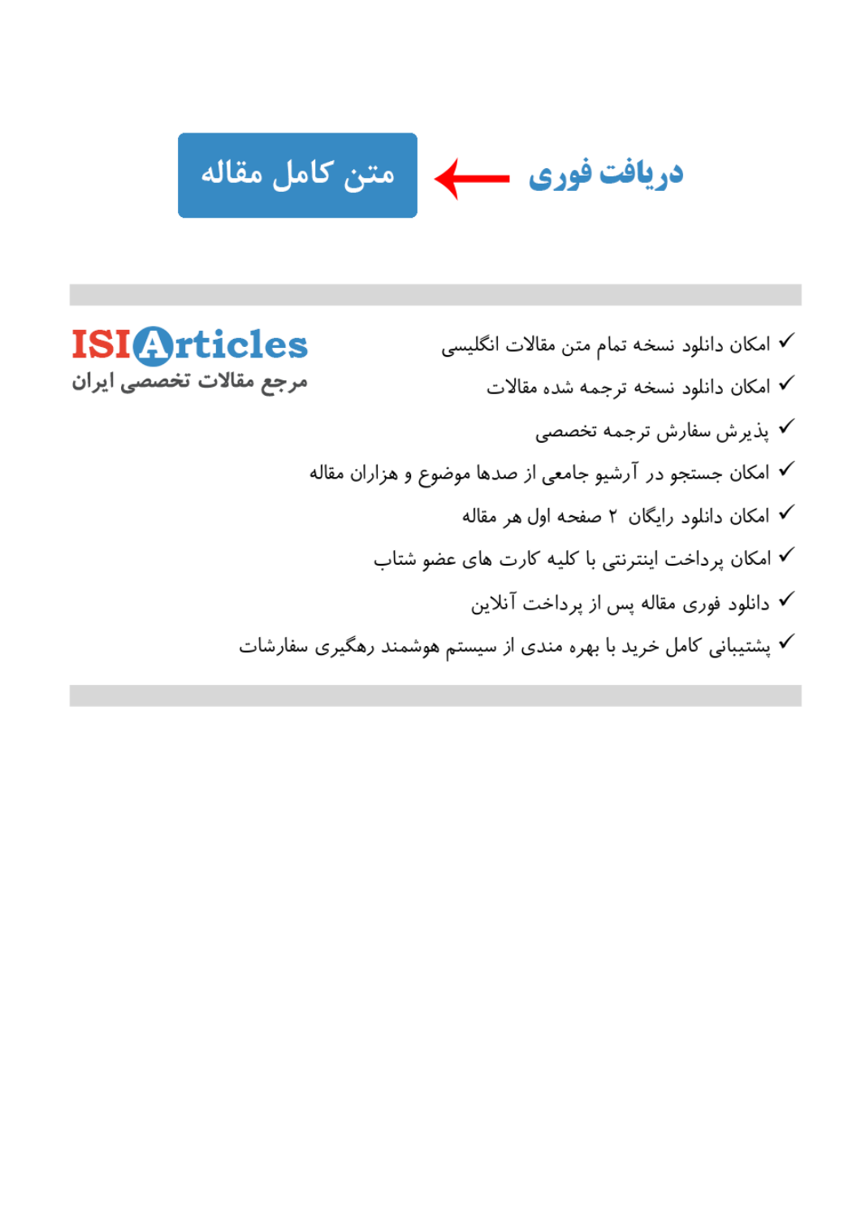دریافت فوری ← **متن کامل مقاله**

**ISIArticles**
مرجع مقالات تخصصی ایران

- ✓ امکان دانلود نسخه تمام متن مقالات انگلیسی
- ✓ امکان دانلود نسخه ترجمه شده مقالات
- ✓ پذیرش سفارش ترجمه تخصصی
- ✓ امکان جستجو در آرشیو جامعی از صدها موضوع و هزاران مقاله
- ✓ امکان دانلود رایگان ۲ صفحه اول هر مقاله
- ✓ امکان پرداخت اینترنتی با کلیه کارت های عضو شتاب
- ✓ دانلود فوری مقاله پس از پرداخت آنلاین
- ✓ پشتیبانی کامل خرید با بهره مندی از سیستم هوشمند رهگیری سفارشات